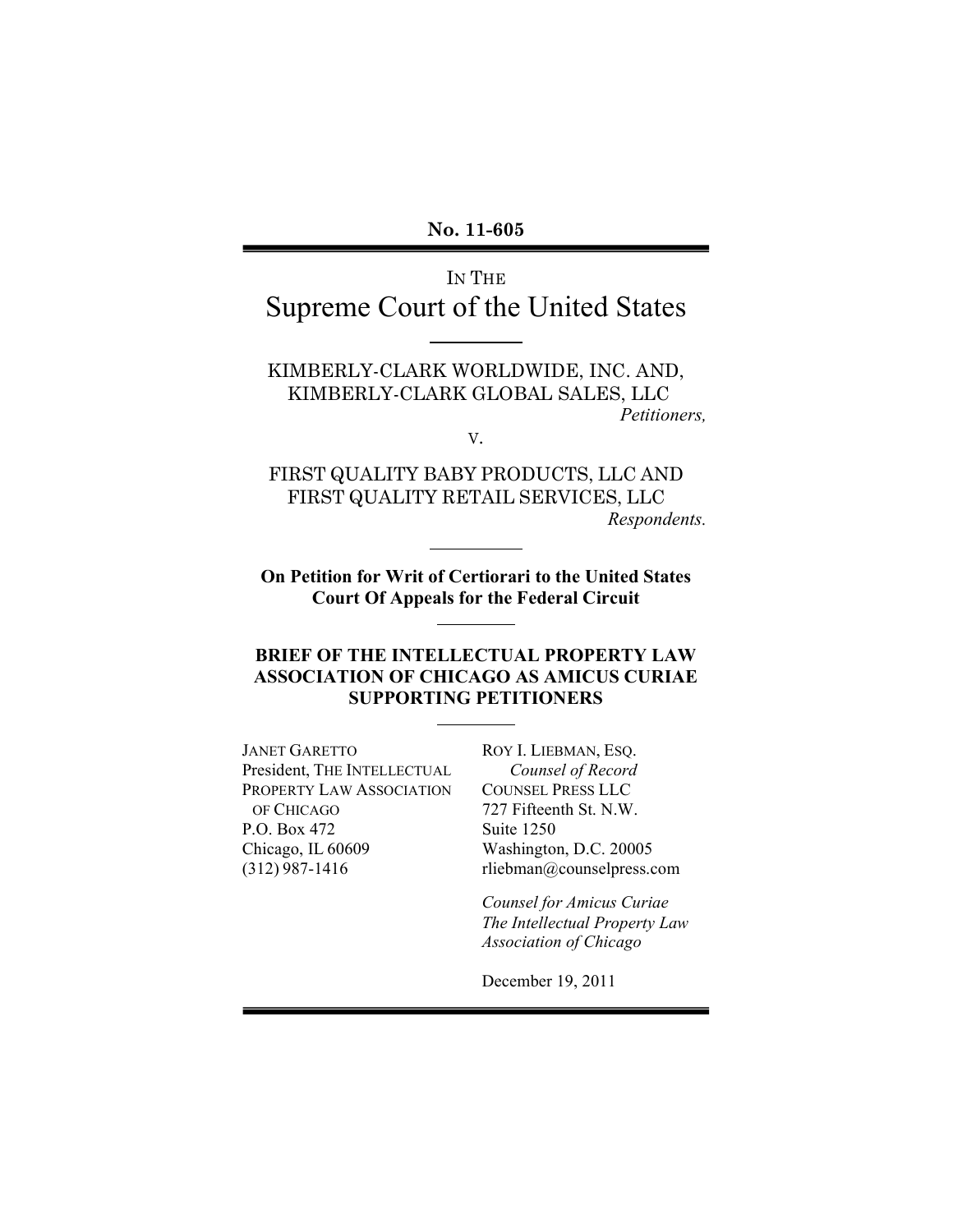**No. 11-605**

IN THE

# Supreme Court of the United States

KIMBERLY-CLARK WORLDWIDE, INC. AND,
KIMBERLY-CLARK GLOBAL SALES, LLC
*Petitioners,*

V.

FIRST QUALITY BABY PRODUCTS, LLC AND
FIRST QUALITY RETAIL SERVICES, LLC
*Respondents.*

**On Petition for Writ of Certiorari to the United States Court Of Appeals for the Federal Circuit**

**BRIEF OF THE INTELLECTUAL PROPERTY LAW ASSOCIATION OF CHICAGO AS AMICUS CURIAE SUPPORTING PETITIONERS**

JANET GARETTO
President, THE INTELLECTUAL PROPERTY LAW ASSOCIATION OF CHICAGO
P.O. Box 472
Chicago, IL 60609
(312) 987-1416

ROY I. LIEBMAN, ESQ.
*Counsel of Record*
COUNSEL PRESS LLC
727 Fifteenth St. N.W.
Suite 1250
Washington, D.C. 20005
rliebman@counselpress.com

*Counsel for Amicus Curiae The Intellectual Property Law Association of Chicago*

December 19, 2011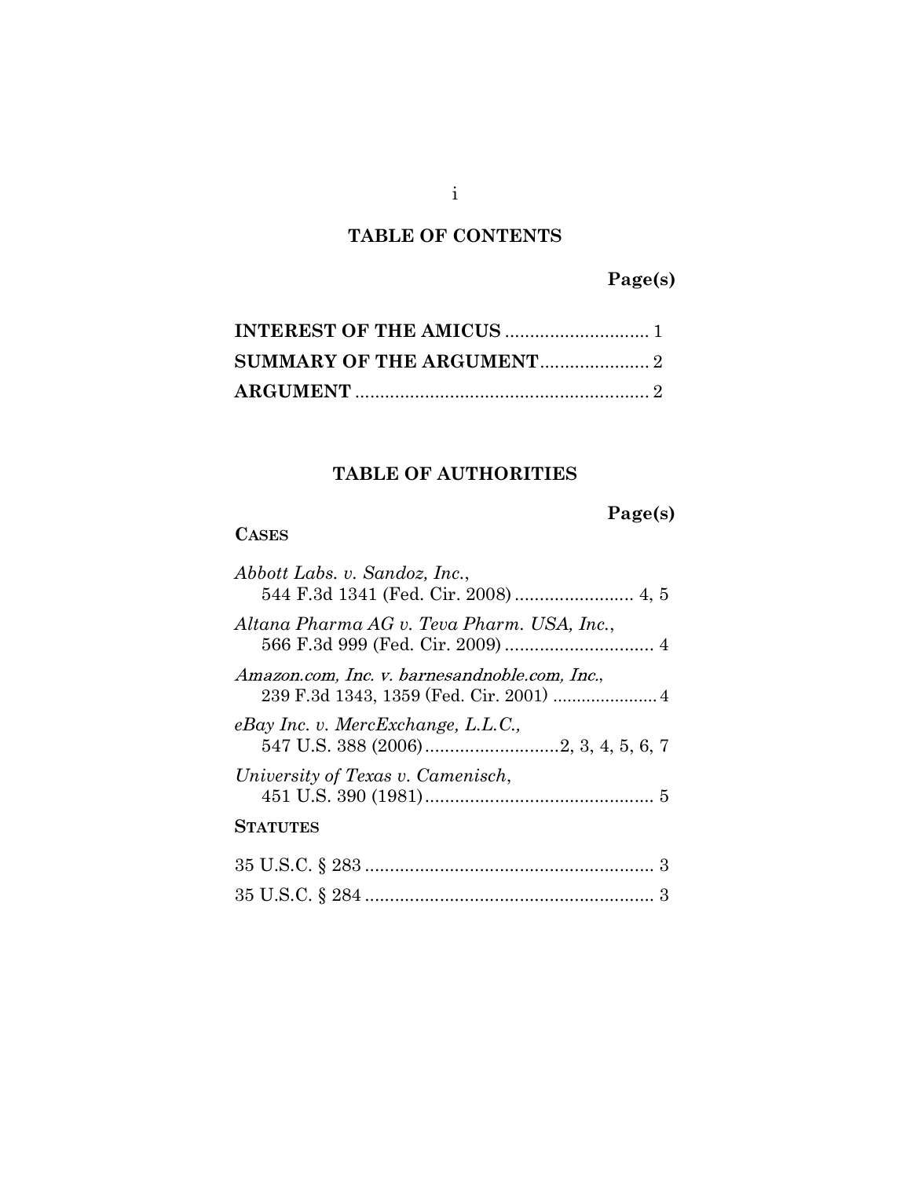## TABLE OF CONTENTS

**Page(s)**

**INTEREST OF THE AMICUS** ............................. 1

**SUMMARY OF THE ARGUMENT**...................... 2

**ARGUMENT** ............................................................ 2

## TABLE OF AUTHORITIES

**Page(s)**

**CASES**

*Abbott Labs. v. Sandoz, Inc.*,
544 F.3d 1341 (Fed. Cir. 2008) ........................ 4, 5

*Altana Pharma AG v. Teva Pharm. USA, Inc.*,
566 F.3d 999 (Fed. Cir. 2009) .............................. 4

*Amazon.com, Inc. v. barnesandnoble.com, Inc.*,
239 F.3d 1343, 1359 (Fed. Cir. 2001) ..................... 4

*eBay Inc. v. MercExchange, L.L.C.*,
547 U.S. 388 (2006)...........................2, 3, 4, 5, 6, 7

*University of Texas v. Camenisch*,
451 U.S. 390 (1981).............................................. 5

**STATUTES**

35 U.S.C. § 283 .......................................................... 3

35 U.S.C. § 284 .......................................................... 3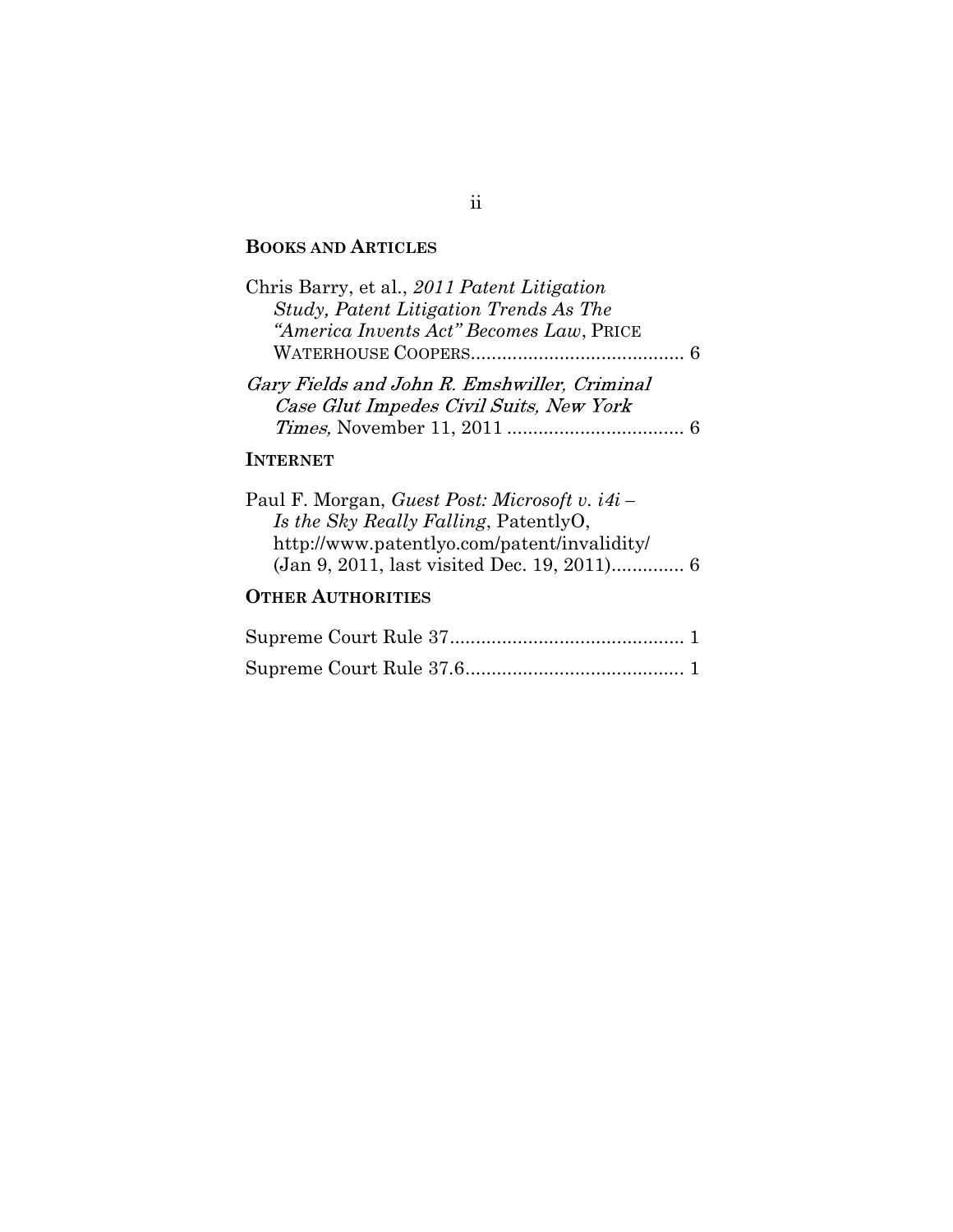**BOOKS AND ARTICLES**

Chris Barry, et al., *2011 Patent Litigation Study, Patent Litigation Trends As The "America Invents Act" Becomes Law*, PRICE WATERHOUSE COOPERS........................................ 6

*Gary Fields and John R. Emshwiller, Criminal Case Glut Impedes Civil Suits, New York Times,* November 11, 2011 .................................. 6

**INTERNET**

Paul F. Morgan, *Guest Post: Microsoft v. i4i – Is the Sky Really Falling*, PatentlyO, http://www.patentlyo.com/patent/invalidity/ (Jan 9, 2011, last visited Dec. 19, 2011).............. 6

**OTHER AUTHORITIES**

Supreme Court Rule 37............................................ 1

Supreme Court Rule 37.6.......................................... 1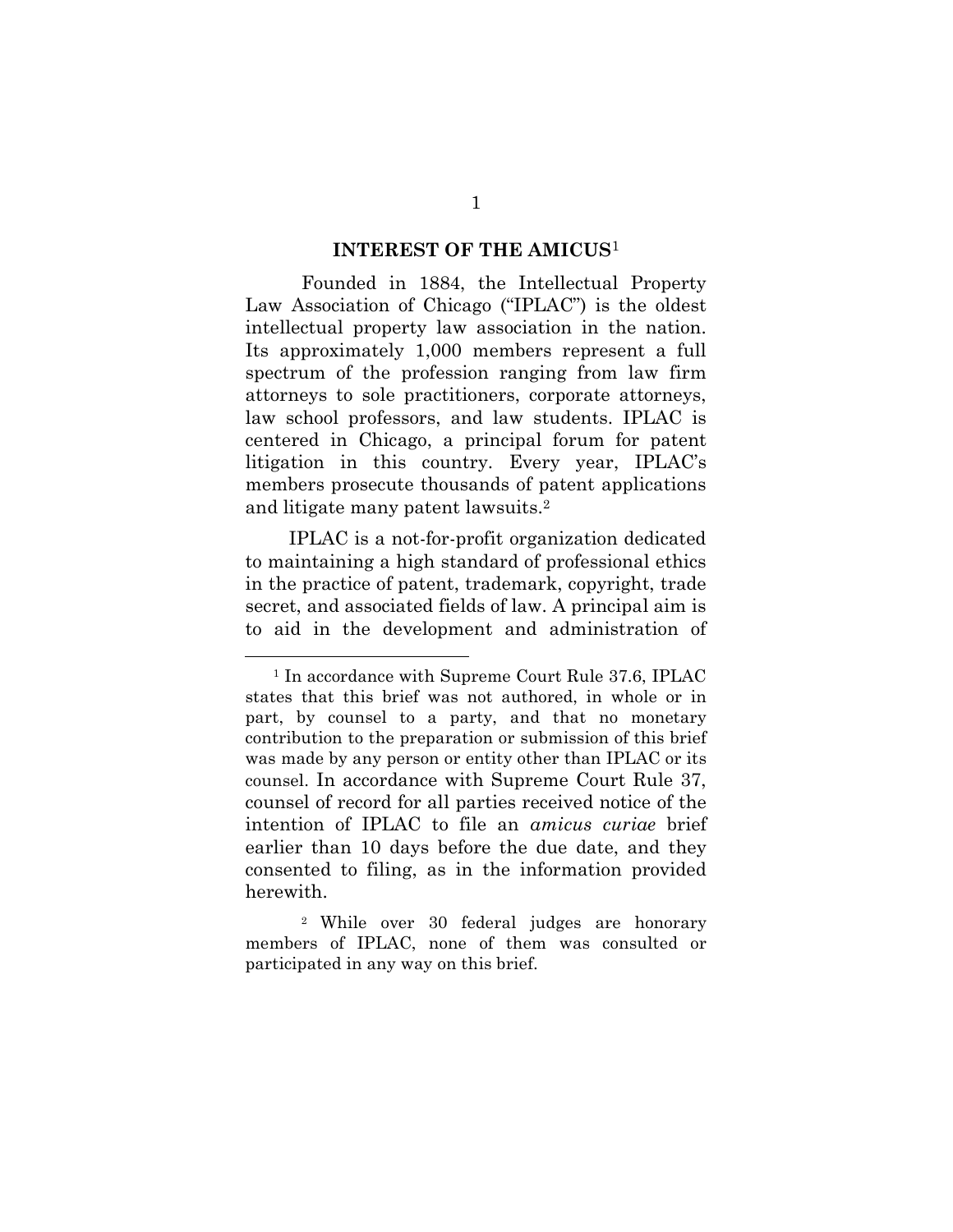## INTEREST OF THE AMICUS[1]

Founded in 1884, the Intellectual Property Law Association of Chicago ("IPLAC") is the oldest intellectual property law association in the nation. Its approximately 1,000 members represent a full spectrum of the profession ranging from law firm attorneys to sole practitioners, corporate attorneys, law school professors, and law students. IPLAC is centered in Chicago, a principal forum for patent litigation in this country. Every year, IPLAC's members prosecute thousands of patent applications and litigate many patent lawsuits.[2]

IPLAC is a not-for-profit organization dedicated to maintaining a high standard of professional ethics in the practice of patent, trademark, copyright, trade secret, and associated fields of law. A principal aim is to aid in the development and administration of

---

[1] In accordance with Supreme Court Rule 37.6, IPLAC states that this brief was not authored, in whole or in part, by counsel to a party, and that no monetary contribution to the preparation or submission of this brief was made by any person or entity other than IPLAC or its counsel. In accordance with Supreme Court Rule 37, counsel of record for all parties received notice of the intention of IPLAC to file an *amicus curiae* brief earlier than 10 days before the due date, and they consented to filing, as in the information provided herewith.

[2] While over 30 federal judges are honorary members of IPLAC, none of them was consulted or participated in any way on this brief.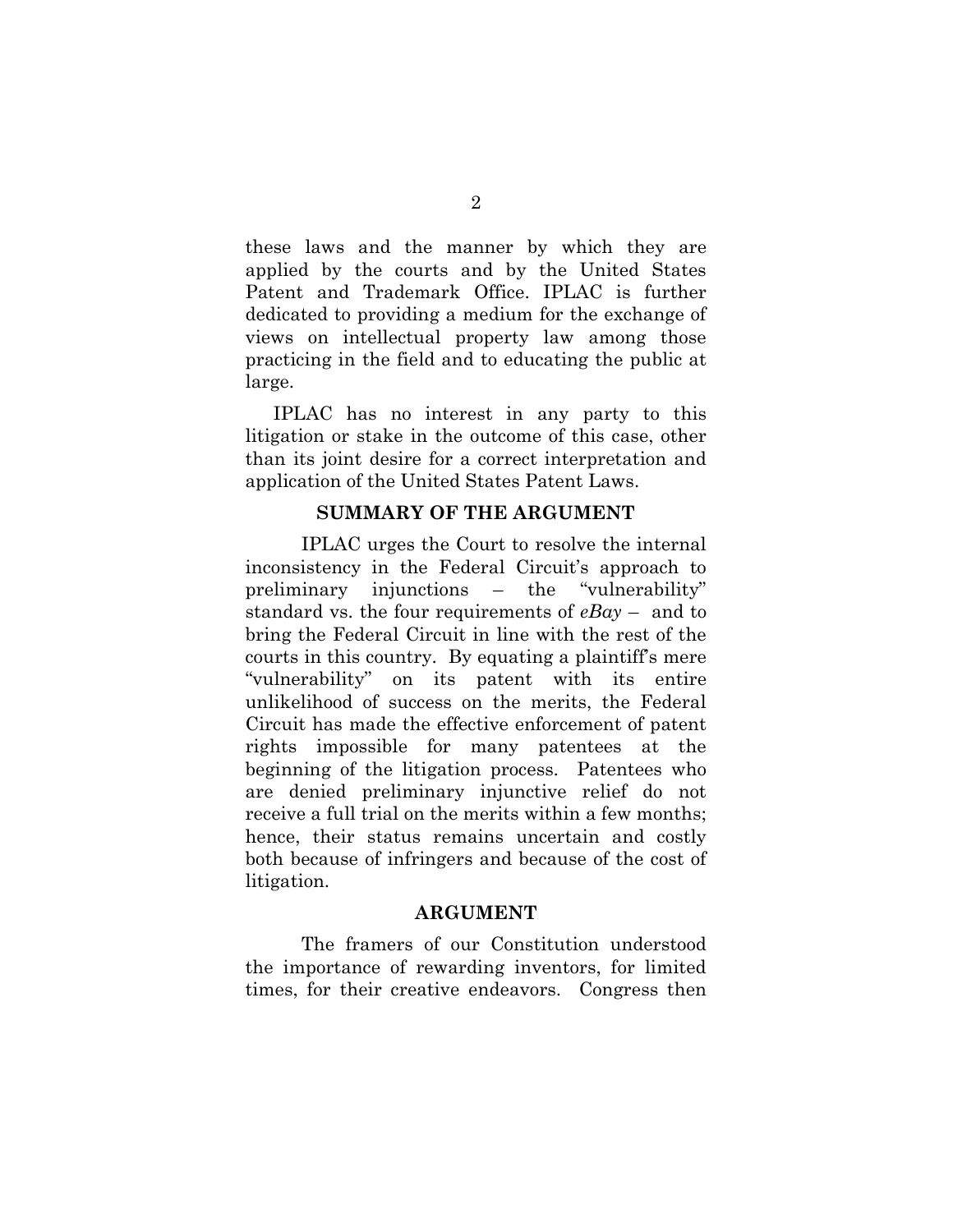these laws and the manner by which they are applied by the courts and by the United States Patent and Trademark Office. IPLAC is further dedicated to providing a medium for the exchange of views on intellectual property law among those practicing in the field and to educating the public at large.

IPLAC has no interest in any party to this litigation or stake in the outcome of this case, other than its joint desire for a correct interpretation and application of the United States Patent Laws.

## SUMMARY OF THE ARGUMENT

IPLAC urges the Court to resolve the internal inconsistency in the Federal Circuit's approach to preliminary injunctions – the "vulnerability" standard vs. the four requirements of *eBay* – and to bring the Federal Circuit in line with the rest of the courts in this country. By equating a plaintiff's mere "vulnerability" on its patent with its entire unlikelihood of success on the merits, the Federal Circuit has made the effective enforcement of patent rights impossible for many patentees at the beginning of the litigation process. Patentees who are denied preliminary injunctive relief do not receive a full trial on the merits within a few months; hence, their status remains uncertain and costly both because of infringers and because of the cost of litigation.

## ARGUMENT

The framers of our Constitution understood the importance of rewarding inventors, for limited times, for their creative endeavors. Congress then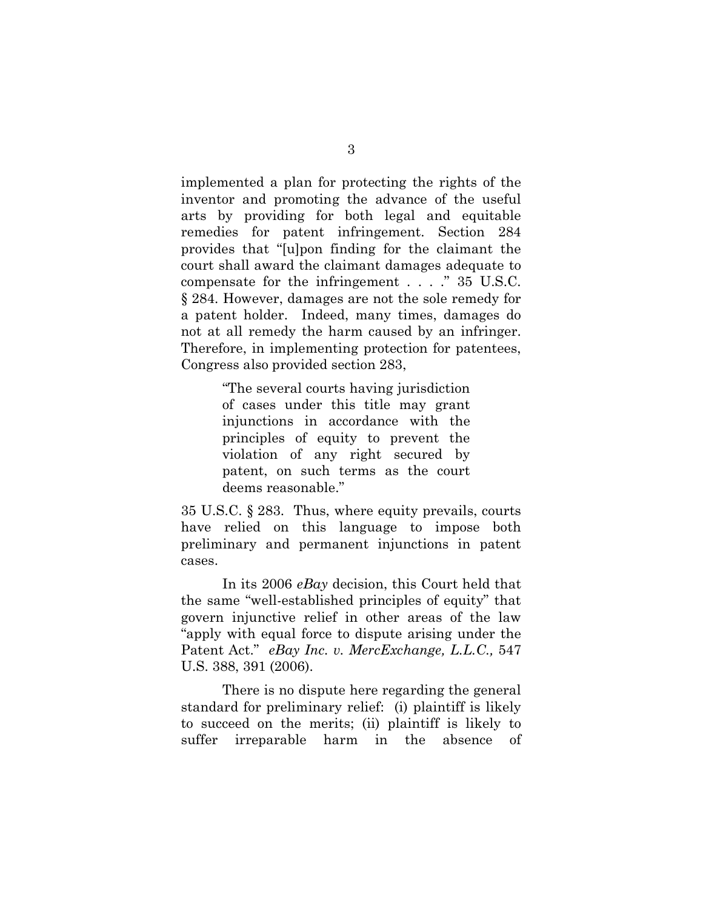implemented a plan for protecting the rights of the inventor and promoting the advance of the useful arts by providing for both legal and equitable remedies for patent infringement. Section 284 provides that "[u]pon finding for the claimant the court shall award the claimant damages adequate to compensate for the infringement . . . ." 35 U.S.C. § 284. However, damages are not the sole remedy for a patent holder. Indeed, many times, damages do not at all remedy the harm caused by an infringer. Therefore, in implementing protection for patentees, Congress also provided section 283,

> "The several courts having jurisdiction of cases under this title may grant injunctions in accordance with the principles of equity to prevent the violation of any right secured by patent, on such terms as the court deems reasonable."

35 U.S.C. § 283. Thus, where equity prevails, courts have relied on this language to impose both preliminary and permanent injunctions in patent cases.

In its 2006 *eBay* decision, this Court held that the same "well-established principles of equity" that govern injunctive relief in other areas of the law "apply with equal force to dispute arising under the Patent Act." *eBay Inc. v. MercExchange, L.L.C.,* 547 U.S. 388, 391 (2006).

There is no dispute here regarding the general standard for preliminary relief: (i) plaintiff is likely to succeed on the merits; (ii) plaintiff is likely to suffer irreparable harm in the absence of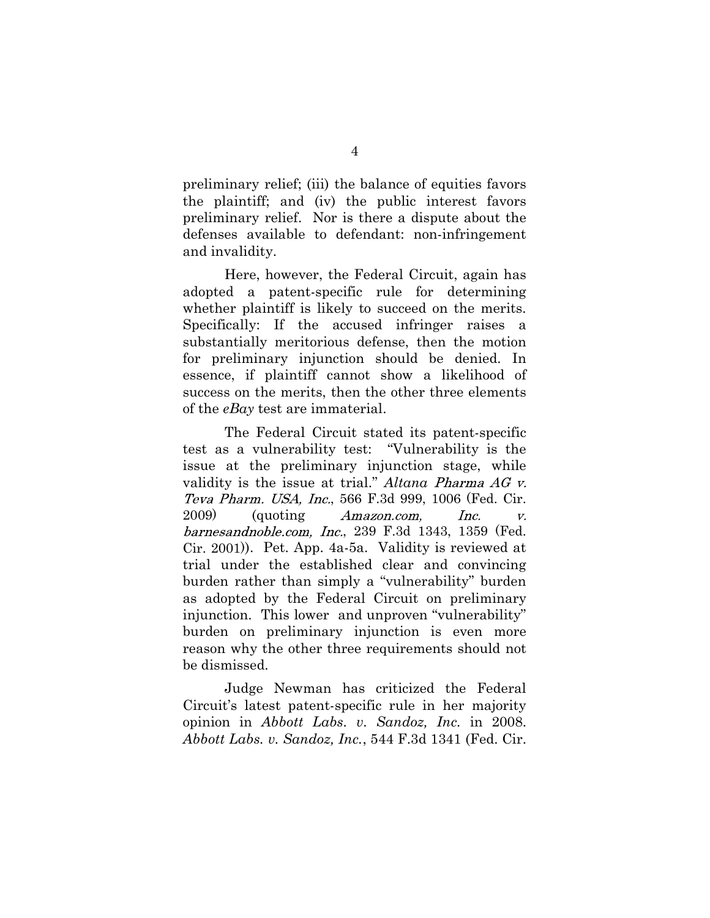preliminary relief; (iii) the balance of equities favors the plaintiff; and (iv) the public interest favors preliminary relief. Nor is there a dispute about the defenses available to defendant: non-infringement and invalidity.

Here, however, the Federal Circuit, again has adopted a patent-specific rule for determining whether plaintiff is likely to succeed on the merits. Specifically: If the accused infringer raises a substantially meritorious defense, then the motion for preliminary injunction should be denied. In essence, if plaintiff cannot show a likelihood of success on the merits, then the other three elements of the *eBay* test are immaterial.

The Federal Circuit stated its patent-specific test as a vulnerability test: "Vulnerability is the issue at the preliminary injunction stage, while validity is the issue at trial." *Altana Pharma AG v. Teva Pharm. USA, Inc.*, 566 F.3d 999, 1006 (Fed. Cir. 2009) (quoting *Amazon.com, Inc. v. barnesandnoble.com, Inc.*, 239 F.3d 1343, 1359 (Fed. Cir. 2001)). Pet. App. 4a-5a. Validity is reviewed at trial under the established clear and convincing burden rather than simply a "vulnerability" burden as adopted by the Federal Circuit on preliminary injunction. This lower and unproven "vulnerability" burden on preliminary injunction is even more reason why the other three requirements should not be dismissed.

Judge Newman has criticized the Federal Circuit's latest patent-specific rule in her majority opinion in *Abbott Labs. v. Sandoz, Inc.* in 2008. *Abbott Labs. v. Sandoz, Inc.*, 544 F.3d 1341 (Fed. Cir.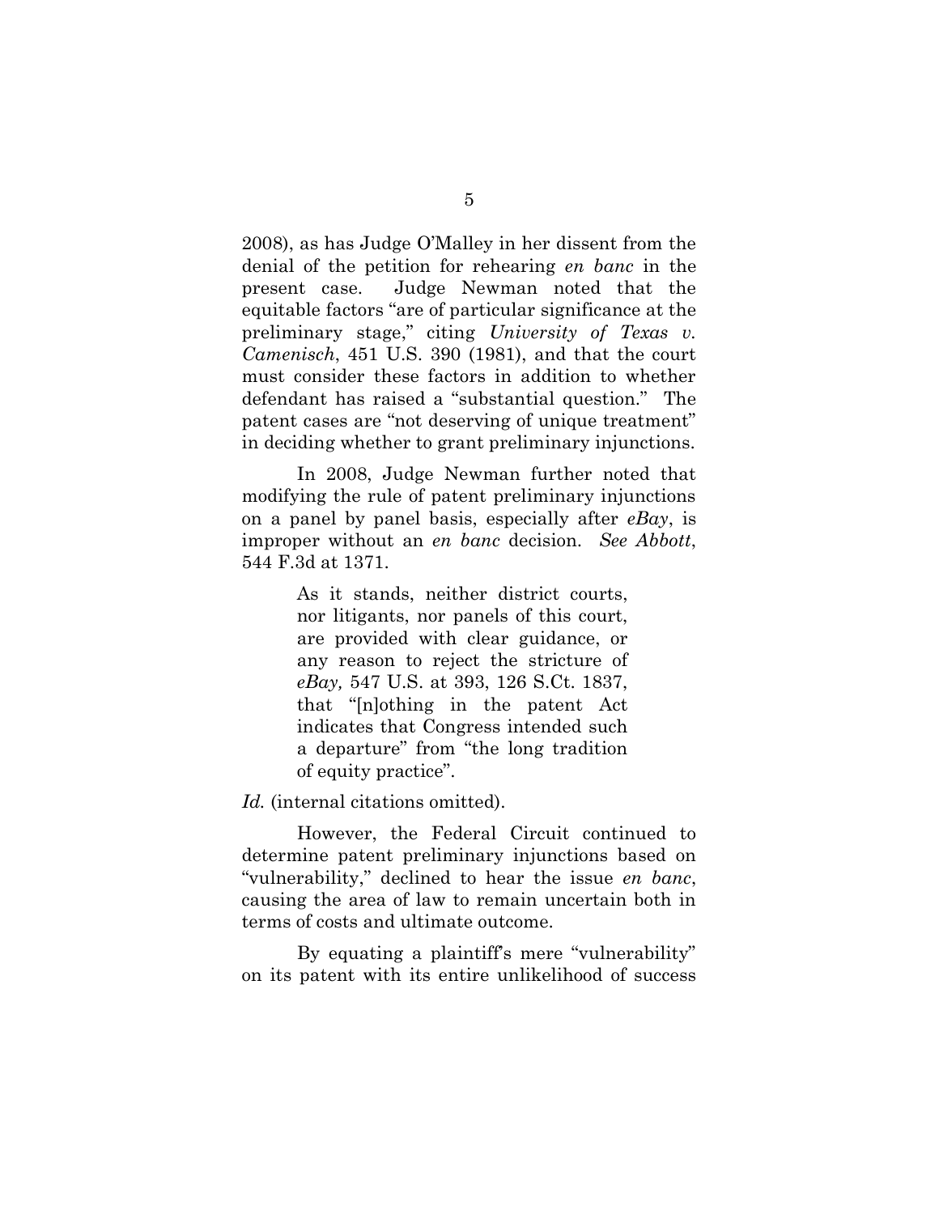2008), as has Judge O'Malley in her dissent from the denial of the petition for rehearing *en banc* in the present case. Judge Newman noted that the equitable factors "are of particular significance at the preliminary stage," citing *University of Texas v. Camenisch*, 451 U.S. 390 (1981), and that the court must consider these factors in addition to whether defendant has raised a "substantial question." The patent cases are "not deserving of unique treatment" in deciding whether to grant preliminary injunctions.

In 2008, Judge Newman further noted that modifying the rule of patent preliminary injunctions on a panel by panel basis, especially after *eBay*, is improper without an *en banc* decision. *See Abbott*, 544 F.3d at 1371.

> As it stands, neither district courts, nor litigants, nor panels of this court, are provided with clear guidance, or any reason to reject the stricture of *eBay,* 547 U.S. at 393, 126 S.Ct. 1837, that "[n]othing in the patent Act indicates that Congress intended such a departure" from "the long tradition of equity practice".

*Id.* (internal citations omitted).

However, the Federal Circuit continued to determine patent preliminary injunctions based on "vulnerability," declined to hear the issue *en banc*, causing the area of law to remain uncertain both in terms of costs and ultimate outcome.

By equating a plaintiff's mere "vulnerability" on its patent with its entire unlikelihood of success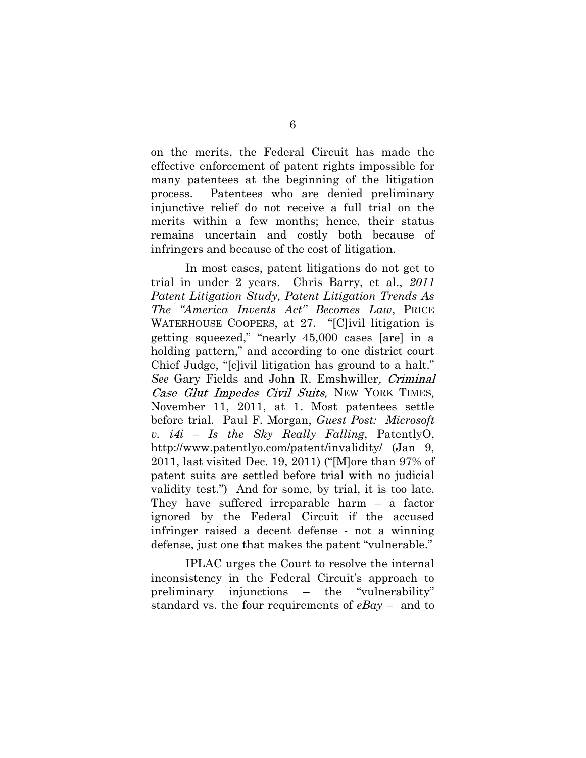on the merits, the Federal Circuit has made the effective enforcement of patent rights impossible for many patentees at the beginning of the litigation process. Patentees who are denied preliminary injunctive relief do not receive a full trial on the merits within a few months; hence, their status remains uncertain and costly both because of infringers and because of the cost of litigation.

In most cases, patent litigations do not get to trial in under 2 years. Chris Barry, et al., *2011 Patent Litigation Study, Patent Litigation Trends As The "America Invents Act" Becomes Law*, PRICE WATERHOUSE COOPERS, at 27. "[C]ivil litigation is getting squeezed," "nearly 45,000 cases [are] in a holding pattern," and according to one district court Chief Judge, "[c]ivil litigation has ground to a halt." *See* Gary Fields and John R. Emshwiller*, Criminal Case Glut Impedes Civil Suits,* NEW YORK TIMES*,* November 11, 2011, at 1. Most patentees settle before trial. Paul F. Morgan, *Guest Post: Microsoft v. i4i – Is the Sky Really Falling*, PatentlyO, http://www.patentlyo.com/patent/invalidity/ (Jan 9, 2011, last visited Dec. 19, 2011) ("[M]ore than 97% of patent suits are settled before trial with no judicial validity test.") And for some, by trial, it is too late. They have suffered irreparable harm – a factor ignored by the Federal Circuit if the accused infringer raised a decent defense - not a winning defense, just one that makes the patent "vulnerable."

IPLAC urges the Court to resolve the internal inconsistency in the Federal Circuit's approach to preliminary injunctions – the "vulnerability" standard vs. the four requirements of *eBay* – and to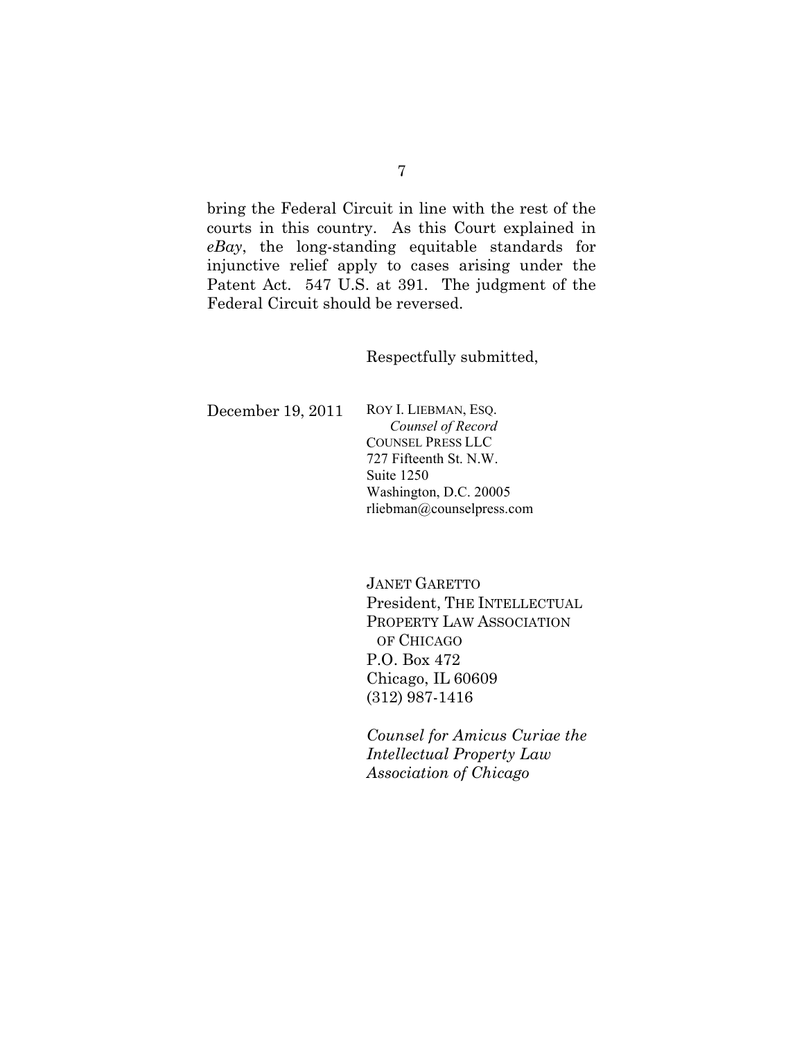bring the Federal Circuit in line with the rest of the courts in this country. As this Court explained in *eBay*, the long-standing equitable standards for injunctive relief apply to cases arising under the Patent Act. 547 U.S. at 391. The judgment of the Federal Circuit should be reversed.

Respectfully submitted,

December 19, 2011

ROY I. LIEBMAN, ESQ.
*Counsel of Record*
COUNSEL PRESS LLC
727 Fifteenth St. N.W.
Suite 1250
Washington, D.C. 20005
rliebman@counselpress.com

JANET GARETTO
President, THE INTELLECTUAL PROPERTY LAW ASSOCIATION OF CHICAGO
P.O. Box 472
Chicago, IL 60609
(312) 987-1416

*Counsel for Amicus Curiae the Intellectual Property Law Association of Chicago*